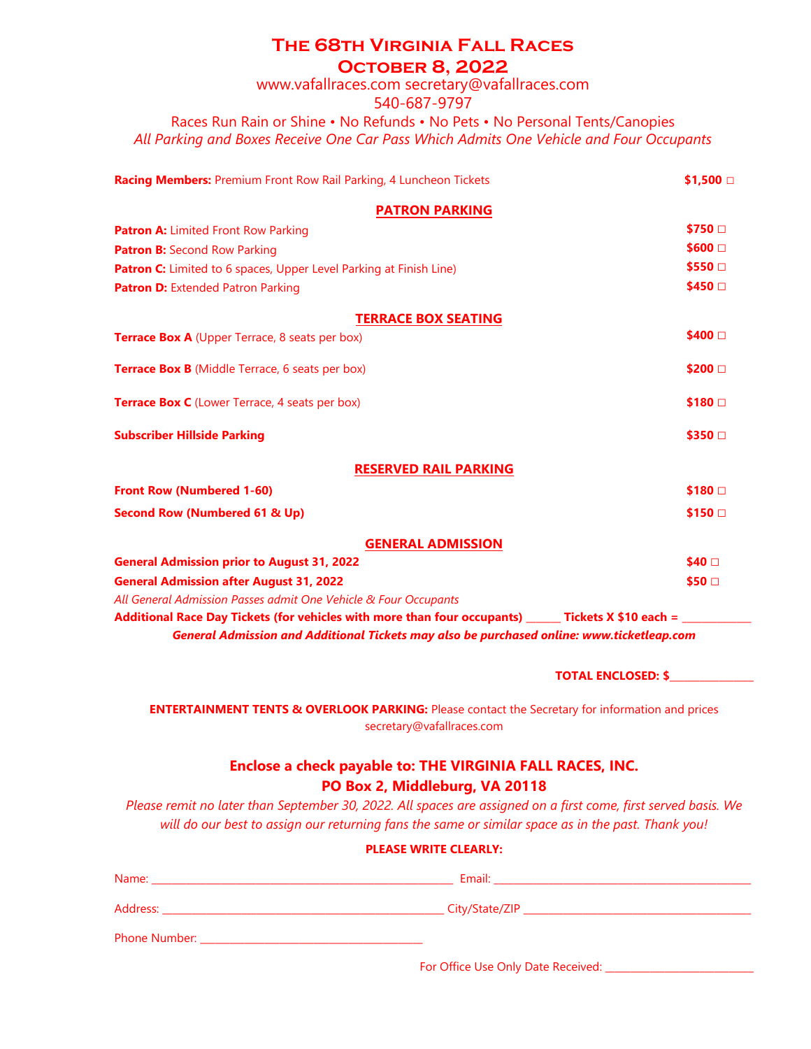# The 68th Virginia Fall Races

## October 8, 2022

www.vafallraces.com secretary@vafallraces.com

540-687-9797

Races Run Rain or Shine • No Refunds • No Pets • No Personal Tents/Canopies

*All Parking and Boxes Receive One Car Pass Which Admits One Vehicle and Four Occupants*

**Racing Members:** Premium Front Row Rail Parking, 4 Luncheon Tickets **$1,500** □

**PATRON PARKING**

**Patron A:** Limited Front Row Parking **$750** □

**Patron B:** Second Row Parking **$600** □

**Patron C:** Limited to 6 spaces, Upper Level Parking at Finish Line) **$550** □

**Patron D:** Extended Patron Parking **$450** □

**TERRACE BOX SEATING**

**Terrace Box A** (Upper Terrace, 8 seats per box) **$400** □

**Terrace Box B** (Middle Terrace, 6 seats per box) **$200** □

**Terrace Box C** (Lower Terrace, 4 seats per box) **$180** □

**Subscriber Hillside Parking** **$350** □

**RESERVED RAIL PARKING**

**Front Row (Numbered 1-60)** **$180** □

**Second Row (Numbered 61 & Up)** **$150** □

**GENERAL ADMISSION**

**General Admission prior to August 31, 2022** **$40** □

**General Admission after August 31, 2022** **$50** □

*All General Admission Passes admit One Vehicle & Four Occupants*

**Additional Race Day Tickets (for vehicles with more than four occupants) ______ Tickets X $10 each = ____________**

***General Admission and Additional Tickets may also be purchased online: www.ticketleap.com***

**TOTAL ENCLOSED: $_______________**

**ENTERTAINMENT TENTS & OVERLOOK PARKING:** Please contact the Secretary for information and prices secretary@vafallraces.com

**Enclose a check payable to: THE VIRGINIA FALL RACES, INC.**

**PO Box 2, Middleburg, VA 20118**

*Please remit no later than September 30, 2022. All spaces are assigned on a first come, first served basis. We will do our best to assign our returning fans the same or similar space as in the past. Thank you!*

**PLEASE WRITE CLEARLY:**

Name: ______________________________________________________ Email: ______________________________________________

Address: ___________________________________________________ City/State/ZIP _________________________________________

Phone Number: ________________________________________

For Office Use Only Date Received: __________________________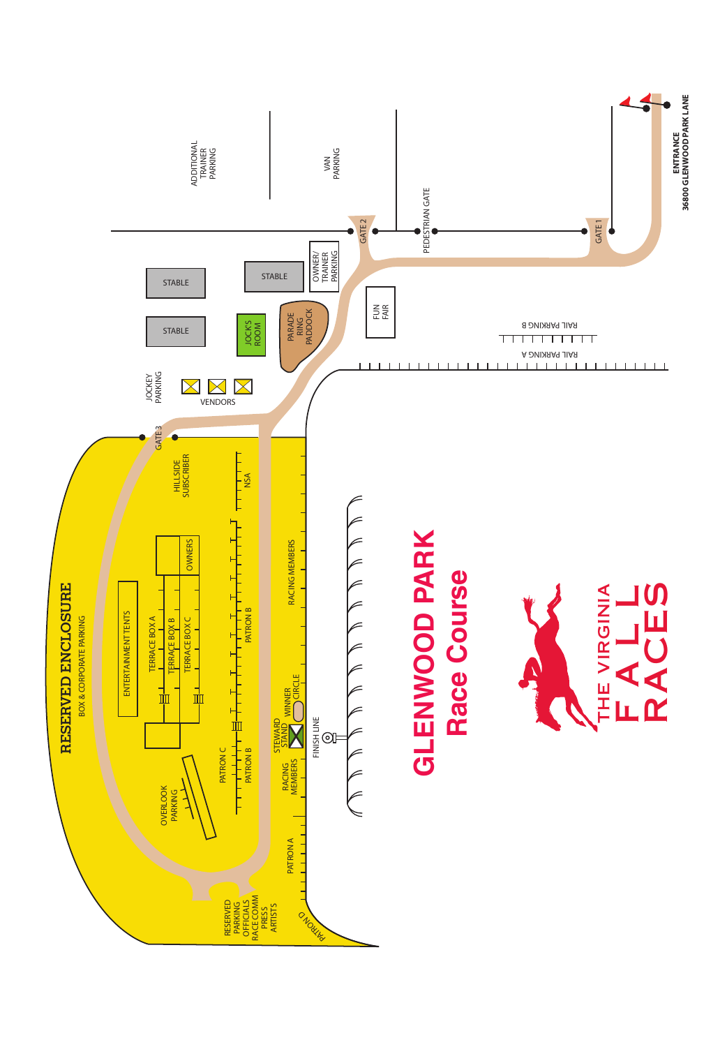# GLENWOOD PARK

## Race Course

THE VIRGINIA

FALL RACES

## RESERVED ENCLOSURE

BOX & CORPORATE PARKING

ENTRANCE
36800 GLENWOOD PARK LANE

GATE 1

GATE 2

GATE 3

PEDESTRIAN GATE

ADDITIONAL TRAINER PARKING

VAN PARKING

OWNER/ TRAINER PARKING

STABLE

STABLE

STABLE

JOCK'S ROOM

PARADE RING PADDOCK

FUN FAIR

RAIL PARKING B

RAIL PARKING A

JOCKEY PARKING

VENDORS

HILLSIDE SUBSCRIBER

NSA

OWNERS

ENTERTAINMENT TENTS

TERRACE BOX A

TERRACE BOX B

TERRACE BOX C

RACING MEMBERS

PATRON B

WINNER CIRCLE

STEWARD STAND

FINISH LINE

PATRON C

PATRON B

RACING MEMBERS

OVERLOOK PARKING

PATRON A

RESERVED PARKING
OFFICIALS
RACE COMM
PRESS
ARTISTS

PATRON D